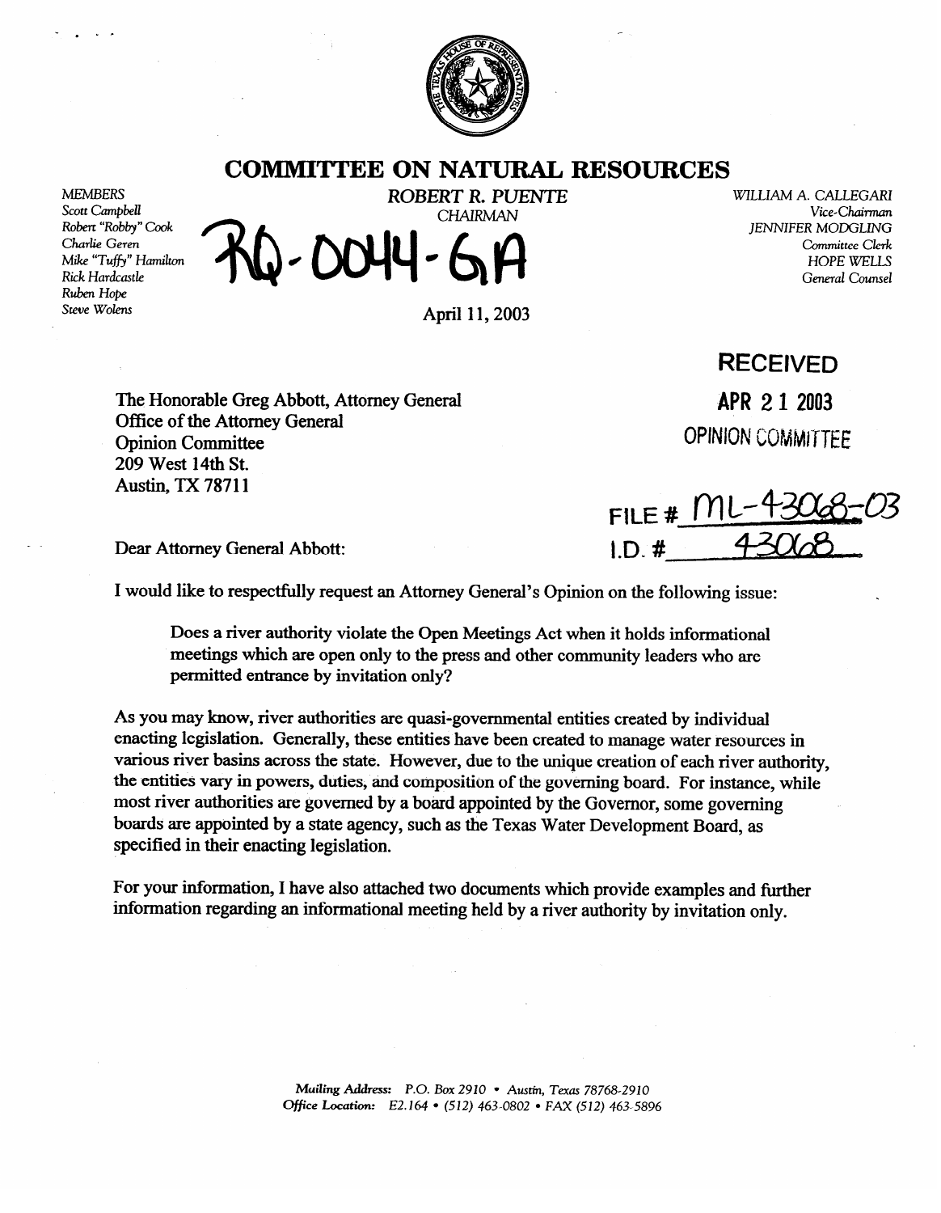# COMMITTEE ON NATURAL RESOURCES

*MEMBERS*
*Scott Campbell*
*Robert "Robby" Cook*
*Charlie Geren*
*Mike "Tuffy" Hamilton*
*Rick Hardcastle*
*Ruben Hope*
*Steve Wolens*

*ROBERT R. PUENTE*
CHAIRMAN

*WILLIAM A. CALLEGARI*
*Vice-Chairman*
*JENNIFER MODGLING*
*Committee Clerk*
*HOPE WELLS*
*General Counsel*

RQ-0044-GA

April 11, 2003

**RECEIVED**
**APR 21 2003**
**OPINION COMMITTEE**

FILE # ML-43068-03
I.D. # 43068

The Honorable Greg Abbott, Attorney General
Office of the Attorney General
Opinion Committee
209 West 14th St.
Austin, TX 78711

Dear Attorney General Abbott:

I would like to respectfully request an Attorney General's Opinion on the following issue:

> Does a river authority violate the Open Meetings Act when it holds informational meetings which are open only to the press and other community leaders who are permitted entrance by invitation only?

As you may know, river authorities are quasi-governmental entities created by individual enacting legislation. Generally, these entities have been created to manage water resources in various river basins across the state. However, due to the unique creation of each river authority, the entities vary in powers, duties, and composition of the governing board. For instance, while most river authorities are governed by a board appointed by the Governor, some governing boards are appointed by a state agency, such as the Texas Water Development Board, as specified in their enacting legislation.

For your information, I have also attached two documents which provide examples and further information regarding an informational meeting held by a river authority by invitation only.

*Mailing Address:* P.O. Box 2910 • Austin, Texas 78768-2910
*Office Location:* E2.164 • (512) 463-0802 • FAX (512) 463-5896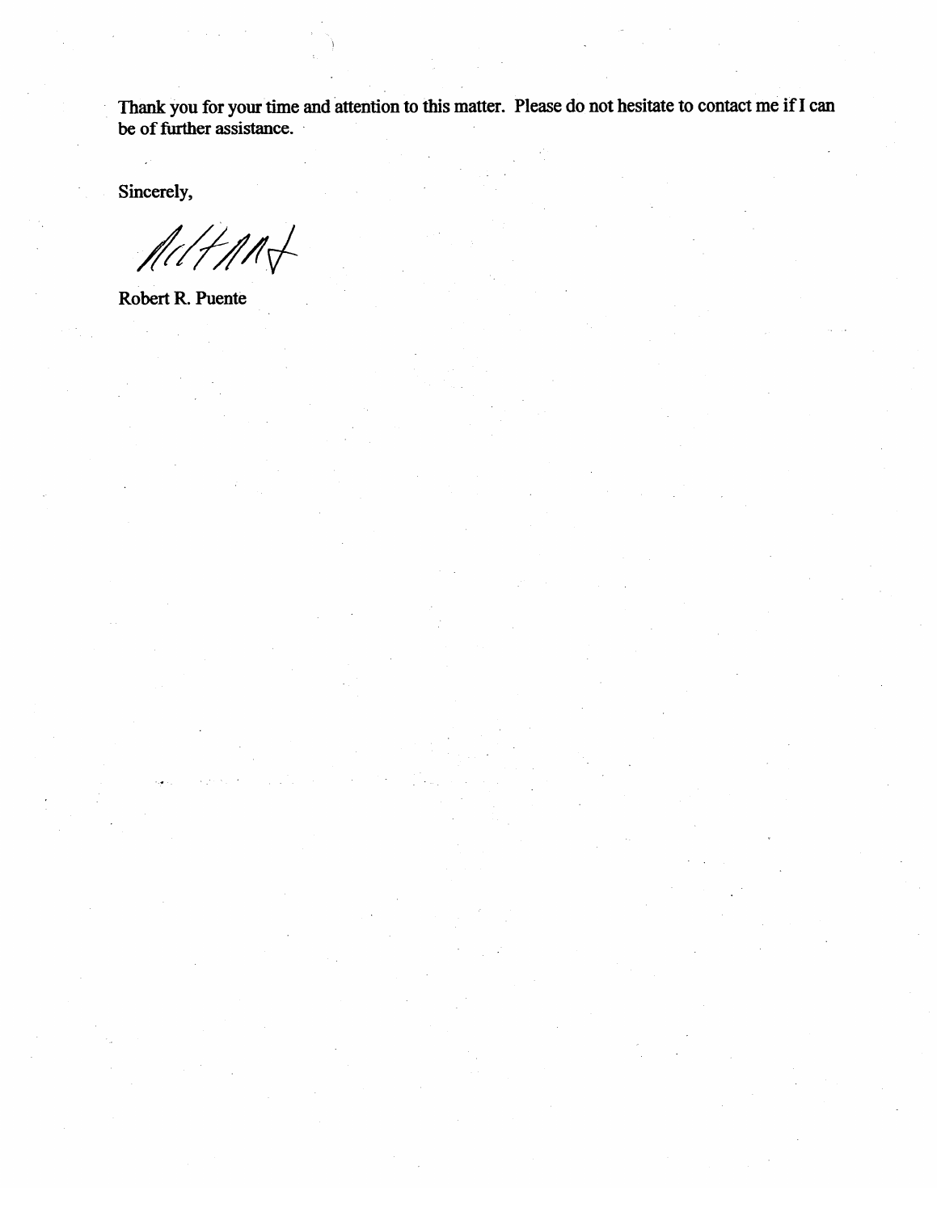Thank you for your time and attention to this matter. Please do not hesitate to contact me if I can be of further assistance.

Sincerely,

Robert R. Puente